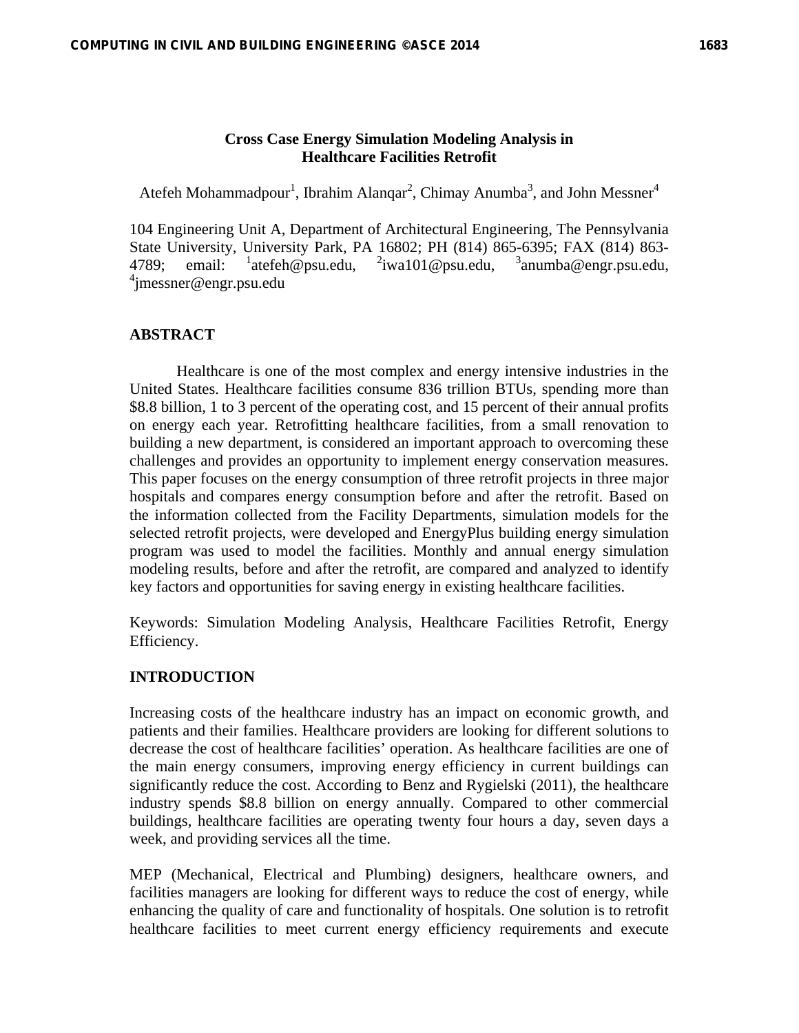# Cross Case Energy Simulation Modeling Analysis in Healthcare Facilities Retrofit

Atefeh Mohammadpour[1], Ibrahim Alanqar[2], Chimay Anumba[3], and John Messner[4]

104 Engineering Unit A, Department of Architectural Engineering, The Pennsylvania State University, University Park, PA 16802; PH (814) 865-6395; FAX (814) 863-4789; email: [1]atefeh@psu.edu, [2]iwa101@psu.edu, [3]anumba@engr.psu.edu, [4]jmessner@engr.psu.edu

## ABSTRACT

Healthcare is one of the most complex and energy intensive industries in the United States. Healthcare facilities consume 836 trillion BTUs, spending more than $8.8 billion, 1 to 3 percent of the operating cost, and 15 percent of their annual profits on energy each year. Retrofitting healthcare facilities, from a small renovation to building a new department, is considered an important approach to overcoming these challenges and provides an opportunity to implement energy conservation measures. This paper focuses on the energy consumption of three retrofit projects in three major hospitals and compares energy consumption before and after the retrofit. Based on the information collected from the Facility Departments, simulation models for the selected retrofit projects, were developed and EnergyPlus building energy simulation program was used to model the facilities. Monthly and annual energy simulation modeling results, before and after the retrofit, are compared and analyzed to identify key factors and opportunities for saving energy in existing healthcare facilities.

Keywords: Simulation Modeling Analysis, Healthcare Facilities Retrofit, Energy Efficiency.

## INTRODUCTION

Increasing costs of the healthcare industry has an impact on economic growth, and patients and their families. Healthcare providers are looking for different solutions to decrease the cost of healthcare facilities' operation. As healthcare facilities are one of the main energy consumers, improving energy efficiency in current buildings can significantly reduce the cost. According to Benz and Rygielski (2011), the healthcare industry spends $8.8 billion on energy annually. Compared to other commercial buildings, healthcare facilities are operating twenty four hours a day, seven days a week, and providing services all the time.

MEP (Mechanical, Electrical and Plumbing) designers, healthcare owners, and facilities managers are looking for different ways to reduce the cost of energy, while enhancing the quality of care and functionality of hospitals. One solution is to retrofit healthcare facilities to meet current energy efficiency requirements and execute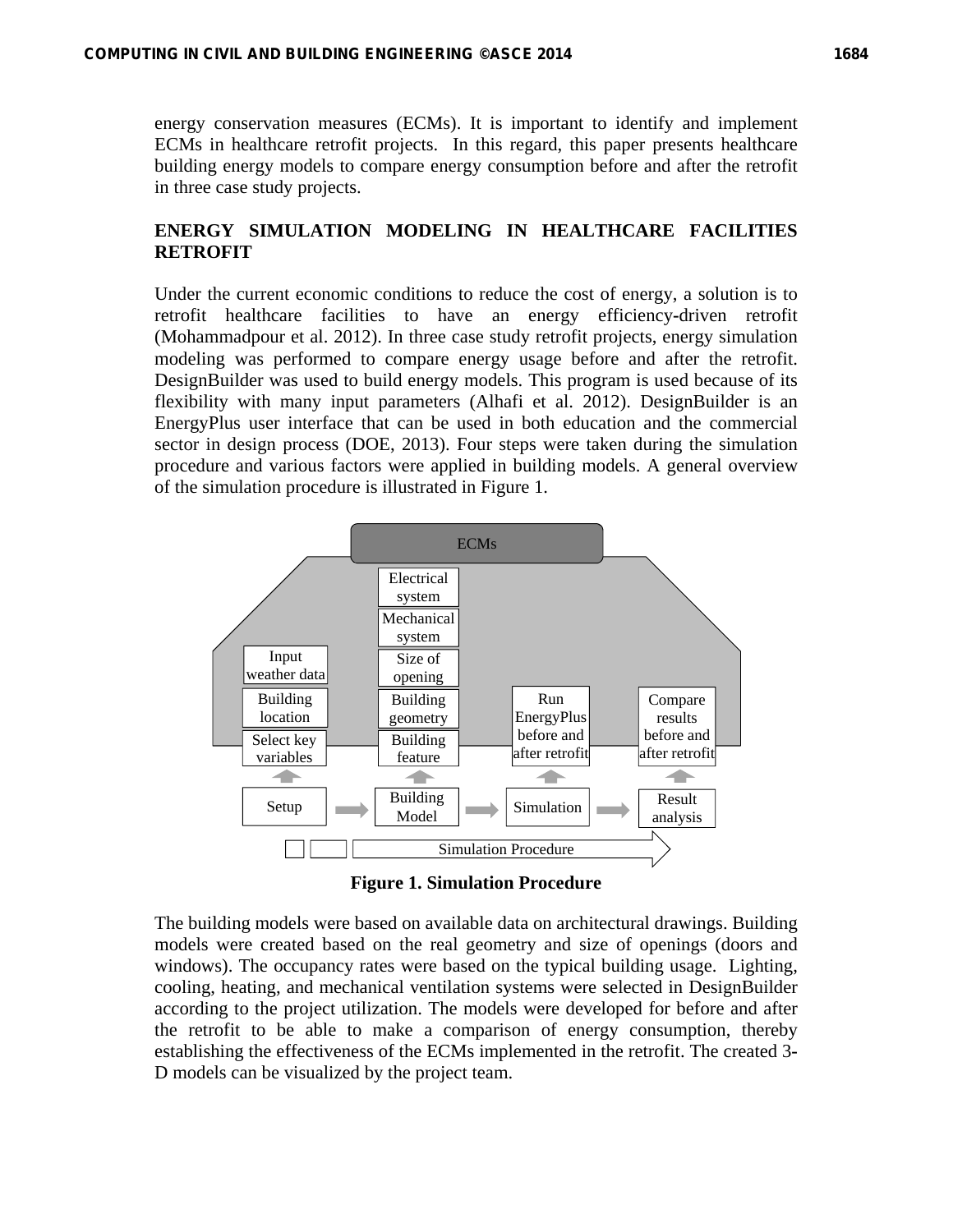energy conservation measures (ECMs). It is important to identify and implement ECMs in healthcare retrofit projects. In this regard, this paper presents healthcare building energy models to compare energy consumption before and after the retrofit in three case study projects.

## ENERGY SIMULATION MODELING IN HEALTHCARE FACILITIES RETROFIT

Under the current economic conditions to reduce the cost of energy, a solution is to retrofit healthcare facilities to have an energy efficiency-driven retrofit (Mohammadpour et al. 2012). In three case study retrofit projects, energy simulation modeling was performed to compare energy usage before and after the retrofit. DesignBuilder was used to build energy models. This program is used because of its flexibility with many input parameters (Alhafi et al. 2012). DesignBuilder is an EnergyPlus user interface that can be used in both education and the commercial sector in design process (DOE, 2013). Four steps were taken during the simulation procedure and various factors were applied in building models. A general overview of the simulation procedure is illustrated in Figure 1.

ECMs

| Setup | Building Model | Simulation | Result analysis |
|---|---|---|---|
| Input weather data | Electrical system | Run EnergyPlus before and after retrofit | Compare results before and after retrofit |
| Building location | Mechanical system | | |
| Select key variables | Size of opening | | |
| | Building geometry | | |
| | Building feature | | |

Simulation Procedure

**Figure 1. Simulation Procedure**

The building models were based on available data on architectural drawings. Building models were created based on the real geometry and size of openings (doors and windows). The occupancy rates were based on the typical building usage. Lighting, cooling, heating, and mechanical ventilation systems were selected in DesignBuilder according to the project utilization. The models were developed for before and after the retrofit to be able to make a comparison of energy consumption, thereby establishing the effectiveness of the ECMs implemented in the retrofit. The created 3-D models can be visualized by the project team.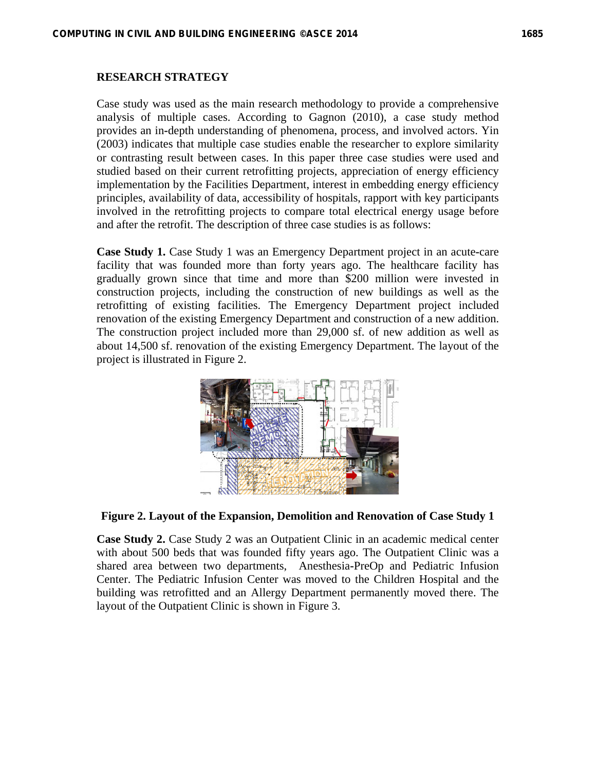## RESEARCH STRATEGY

Case study was used as the main research methodology to provide a comprehensive analysis of multiple cases. According to Gagnon (2010), a case study method provides an in-depth understanding of phenomena, process, and involved actors. Yin (2003) indicates that multiple case studies enable the researcher to explore similarity or contrasting result between cases. In this paper three case studies were used and studied based on their current retrofitting projects, appreciation of energy efficiency implementation by the Facilities Department, interest in embedding energy efficiency principles, availability of data, accessibility of hospitals, rapport with key participants involved in the retrofitting projects to compare total electrical energy usage before and after the retrofit. The description of three case studies is as follows:

**Case Study 1.** Case Study 1 was an Emergency Department project in an acute-care facility that was founded more than forty years ago. The healthcare facility has gradually grown since that time and more than $200 million were invested in construction projects, including the construction of new buildings as well as the retrofitting of existing facilities. The Emergency Department project included renovation of the existing Emergency Department and construction of a new addition. The construction project included more than 29,000 sf. of new addition as well as about 14,500 sf. renovation of the existing Emergency Department. The layout of the project is illustrated in Figure 2.

**Figure 2. Layout of the Expansion, Demolition and Renovation of Case Study 1**

**Case Study 2.** Case Study 2 was an Outpatient Clinic in an academic medical center with about 500 beds that was founded fifty years ago. The Outpatient Clinic was a shared area between two departments, Anesthesia-PreOp and Pediatric Infusion Center. The Pediatric Infusion Center was moved to the Children Hospital and the building was retrofitted and an Allergy Department permanently moved there. The layout of the Outpatient Clinic is shown in Figure 3.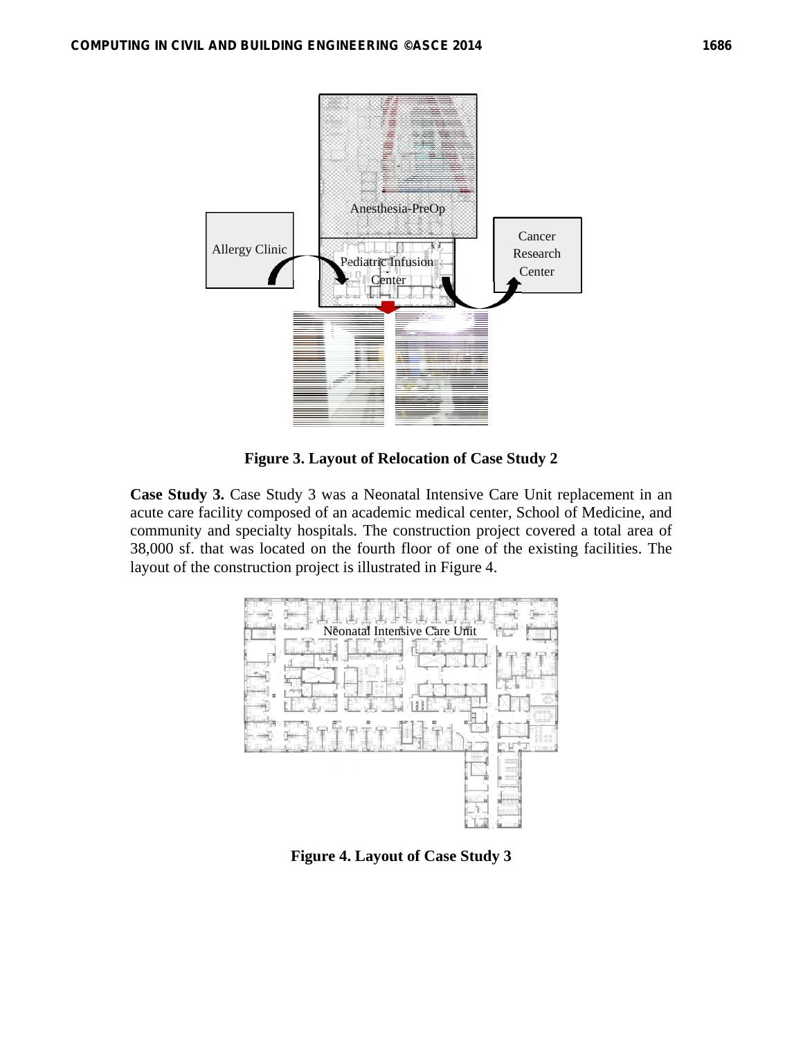**Figure 3. Layout of Relocation of Case Study 2**

**Case Study 3.** Case Study 3 was a Neonatal Intensive Care Unit replacement in an acute care facility composed of an academic medical center, School of Medicine, and community and specialty hospitals. The construction project covered a total area of 38,000 sf. that was located on the fourth floor of one of the existing facilities. The layout of the construction project is illustrated in Figure 4.

**Figure 4. Layout of Case Study 3**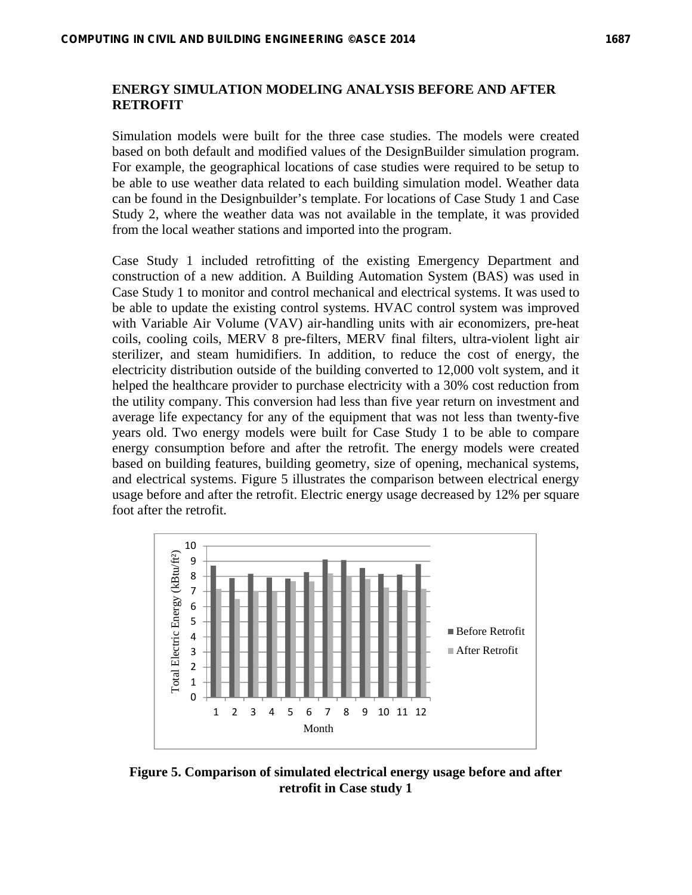## ENERGY SIMULATION MODELING ANALYSIS BEFORE AND AFTER RETROFIT

Simulation models were built for the three case studies. The models were created based on both default and modified values of the DesignBuilder simulation program. For example, the geographical locations of case studies were required to be setup to be able to use weather data related to each building simulation model. Weather data can be found in the Designbuilder's template. For locations of Case Study 1 and Case Study 2, where the weather data was not available in the template, it was provided from the local weather stations and imported into the program.

Case Study 1 included retrofitting of the existing Emergency Department and construction of a new addition. A Building Automation System (BAS) was used in Case Study 1 to monitor and control mechanical and electrical systems. It was used to be able to update the existing control systems. HVAC control system was improved with Variable Air Volume (VAV) air-handling units with air economizers, pre-heat coils, cooling coils, MERV 8 pre-filters, MERV final filters, ultra-violent light air sterilizer, and steam humidifiers. In addition, to reduce the cost of energy, the electricity distribution outside of the building converted to 12,000 volt system, and it helped the healthcare provider to purchase electricity with a 30% cost reduction from the utility company. This conversion had less than five year return on investment and average life expectancy for any of the equipment that was not less than twenty-five years old. Two energy models were built for Case Study 1 to be able to compare energy consumption before and after the retrofit. The energy models were created based on building features, building geometry, size of opening, mechanical systems, and electrical systems. Figure 5 illustrates the comparison between electrical energy usage before and after the retrofit. Electric energy usage decreased by 12% per square foot after the retrofit.

**Figure 5. Comparison of simulated electrical energy usage before and after retrofit in Case study 1**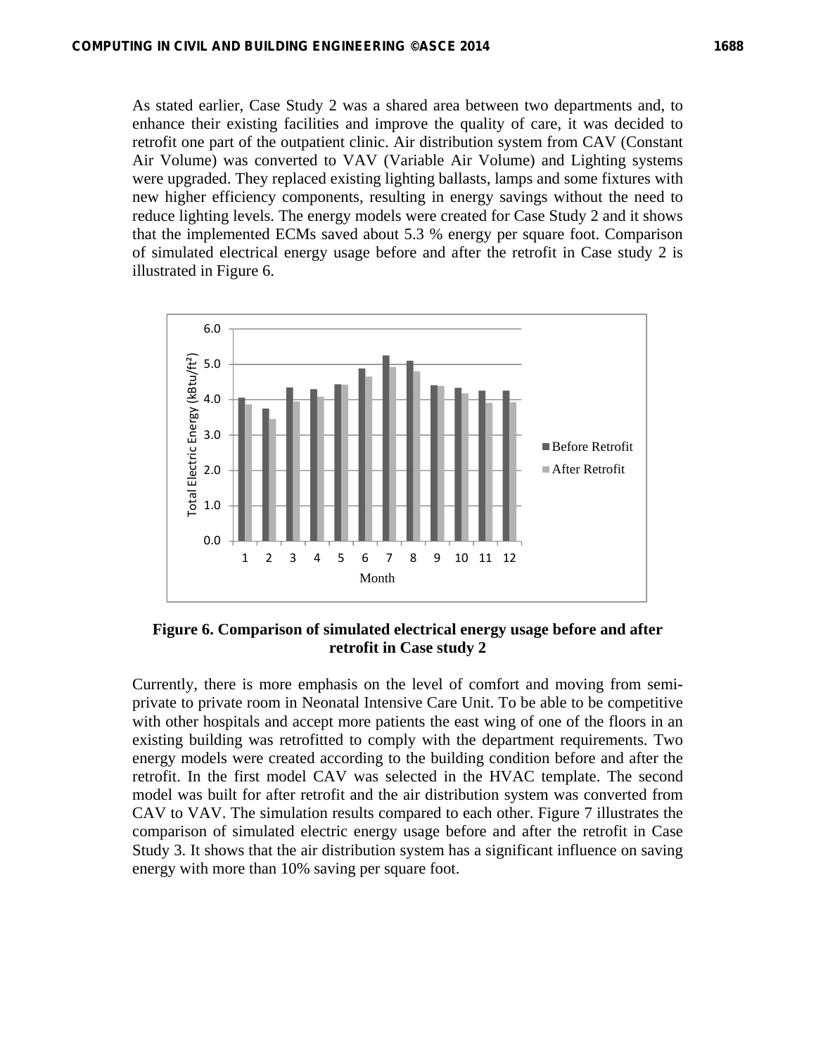As stated earlier, Case Study 2 was a shared area between two departments and, to enhance their existing facilities and improve the quality of care, it was decided to retrofit one part of the outpatient clinic. Air distribution system from CAV (Constant Air Volume) was converted to VAV (Variable Air Volume) and Lighting systems were upgraded. They replaced existing lighting ballasts, lamps and some fixtures with new higher efficiency components, resulting in energy savings without the need to reduce lighting levels. The energy models were created for Case Study 2 and it shows that the implemented ECMs saved about 5.3 % energy per square foot. Comparison of simulated electrical energy usage before and after the retrofit in Case study 2 is illustrated in Figure 6.

**Figure 6. Comparison of simulated electrical energy usage before and after retrofit in Case study 2**

Currently, there is more emphasis on the level of comfort and moving from semi-private to private room in Neonatal Intensive Care Unit. To be able to be competitive with other hospitals and accept more patients the east wing of one of the floors in an existing building was retrofitted to comply with the department requirements. Two energy models were created according to the building condition before and after the retrofit. In the first model CAV was selected in the HVAC template. The second model was built for after retrofit and the air distribution system was converted from CAV to VAV. The simulation results compared to each other. Figure 7 illustrates the comparison of simulated electric energy usage before and after the retrofit in Case Study 3. It shows that the air distribution system has a significant influence on saving energy with more than 10% saving per square foot.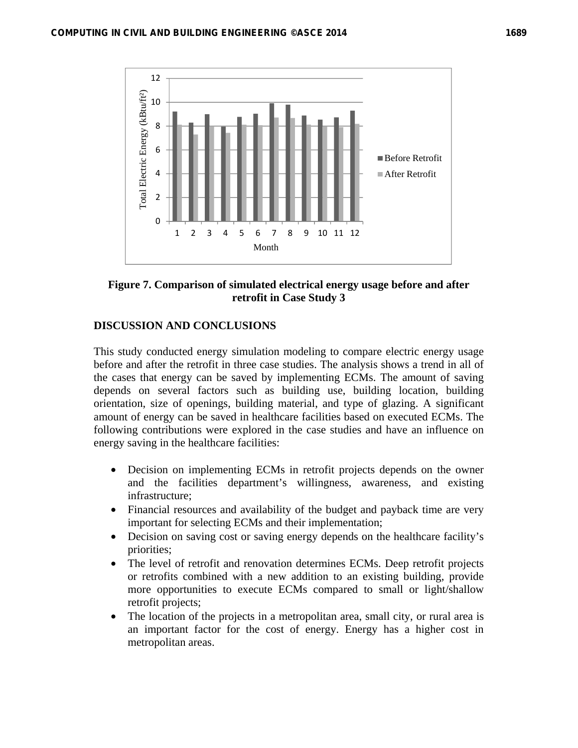**Figure 7. Comparison of simulated electrical energy usage before and after retrofit in Case Study 3**

## DISCUSSION AND CONCLUSIONS

This study conducted energy simulation modeling to compare electric energy usage before and after the retrofit in three case studies. The analysis shows a trend in all of the cases that energy can be saved by implementing ECMs. The amount of saving depends on several factors such as building use, building location, building orientation, size of openings, building material, and type of glazing. A significant amount of energy can be saved in healthcare facilities based on executed ECMs. The following contributions were explored in the case studies and have an influence on energy saving in the healthcare facilities:

- Decision on implementing ECMs in retrofit projects depends on the owner and the facilities department's willingness, awareness, and existing infrastructure;
- Financial resources and availability of the budget and payback time are very important for selecting ECMs and their implementation;
- Decision on saving cost or saving energy depends on the healthcare facility's priorities;
- The level of retrofit and renovation determines ECMs. Deep retrofit projects or retrofits combined with a new addition to an existing building, provide more opportunities to execute ECMs compared to small or light/shallow retrofit projects;
- The location of the projects in a metropolitan area, small city, or rural area is an important factor for the cost of energy. Energy has a higher cost in metropolitan areas.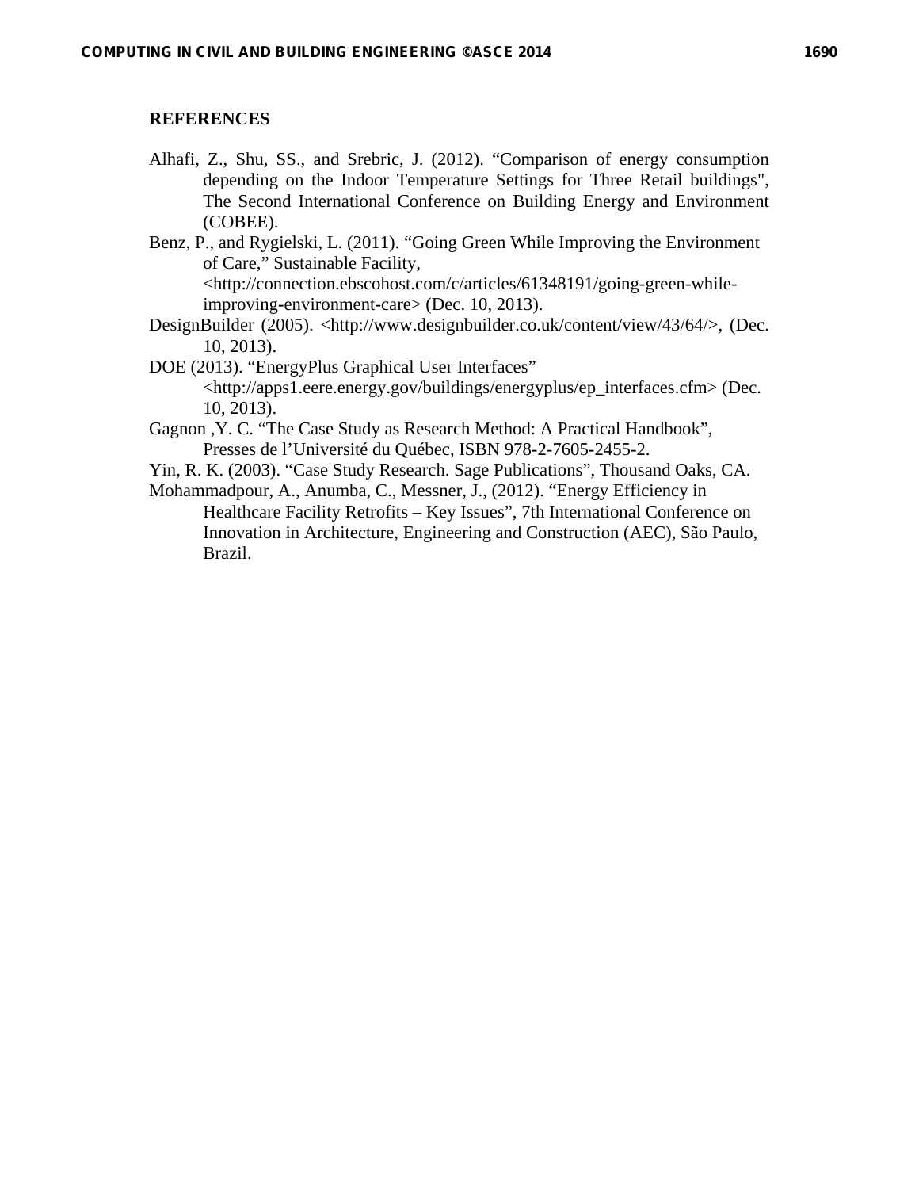## REFERENCES

Alhafi, Z., Shu, SS., and Srebric, J. (2012). "Comparison of energy consumption depending on the Indoor Temperature Settings for Three Retail buildings", The Second International Conference on Building Energy and Environment (COBEE).

Benz, P., and Rygielski, L. (2011). "Going Green While Improving the Environment of Care," Sustainable Facility, <http://connection.ebscohost.com/c/articles/61348191/going-green-while-improving-environment-care> (Dec. 10, 2013).

DesignBuilder (2005). <http://www.designbuilder.co.uk/content/view/43/64/>, (Dec. 10, 2013).

DOE (2013). "EnergyPlus Graphical User Interfaces" <http://apps1.eere.energy.gov/buildings/energyplus/ep_interfaces.cfm> (Dec. 10, 2013).

Gagnon ,Y. C. "The Case Study as Research Method: A Practical Handbook", Presses de l'Université du Québec, ISBN 978-2-7605-2455-2.

Yin, R. K. (2003). "Case Study Research. Sage Publications", Thousand Oaks, CA.

Mohammadpour, A., Anumba, C., Messner, J., (2012). "Energy Efficiency in Healthcare Facility Retrofits – Key Issues", 7th International Conference on Innovation in Architecture, Engineering and Construction (AEC), São Paulo, Brazil.